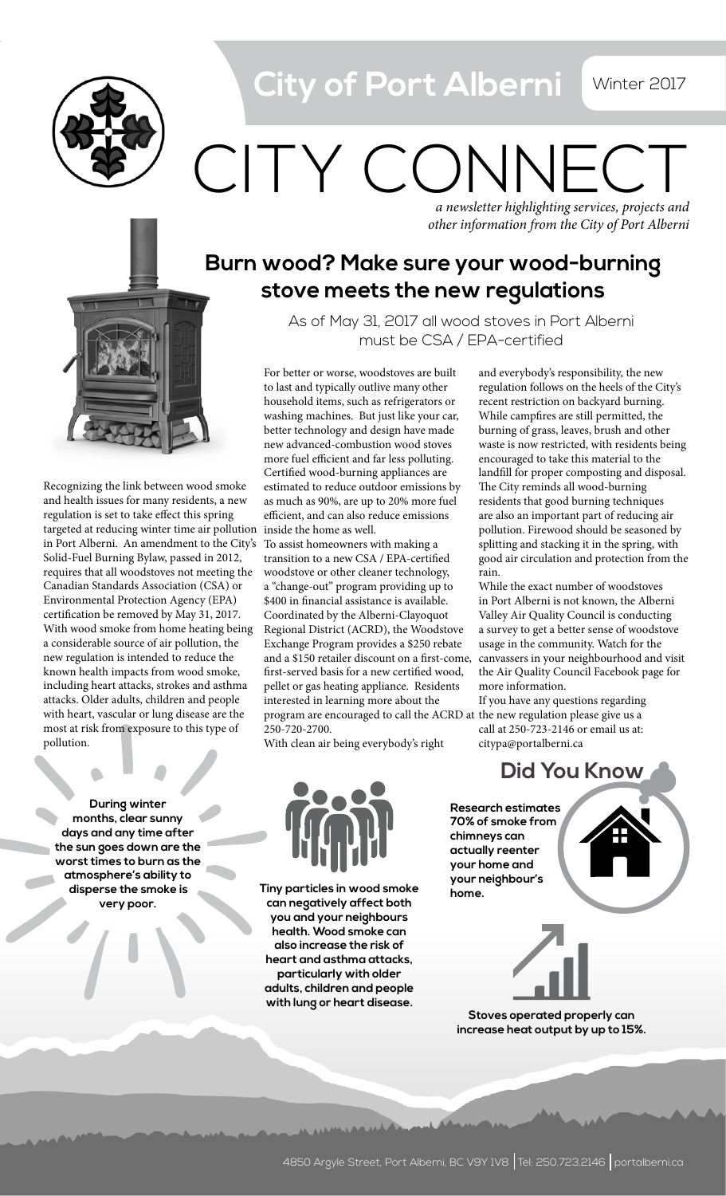City of Port Alberni — Winter 2017

# CITY CONNECT

*a newsletter highlighting services, projects and other information from the City of Port Alberni*

## Burn wood? Make sure your wood-burning stove meets the new regulations

As of May 31, 2017 all wood stoves in Port Alberni must be CSA / EPA-certified

Recognizing the link between wood smoke and health issues for many residents, a new regulation is set to take effect this spring targeted at reducing winter time air pollution in Port Alberni. An amendment to the City's Solid-Fuel Burning Bylaw, passed in 2012, requires that all woodstoves not meeting the Canadian Standards Association (CSA) or Environmental Protection Agency (EPA) certification be removed by May 31, 2017. With wood smoke from home heating being a considerable source of air pollution, the new regulation is intended to reduce the known health impacts from wood smoke, including heart attacks, strokes and asthma attacks. Older adults, children and people with heart, vascular or lung disease are the most at risk from exposure to this type of pollution.

For better or worse, woodstoves are built to last and typically outlive many other household items, such as refrigerators or washing machines. But just like your car, better technology and design have made new advanced-combustion wood stoves more fuel efficient and far less polluting. Certified wood-burning appliances are estimated to reduce outdoor emissions by as much as 90%, are up to 20% more fuel efficient, and can also reduce emissions inside the home as well.

To assist homeowners with making a transition to a new CSA / EPA-certified woodstove or other cleaner technology, a "change-out" program providing up to $400 in financial assistance is available. Coordinated by the Alberni-Clayoquot Regional District (ACRD), the Woodstove Exchange Program provides a $250 rebate and a $150 retailer discount on a first-come, first-served basis for a new certified wood, pellet or gas heating appliance. Residents interested in learning more about the program are encouraged to call the ACRD at 250-720-2700.

With clean air being everybody's right and everybody's responsibility, the new regulation follows on the heels of the City's recent restriction on backyard burning. While campfires are still permitted, the burning of grass, leaves, brush and other waste is now restricted, with residents being encouraged to take this material to the landfill for proper composting and disposal. The City reminds all wood-burning residents that good burning techniques are also an important part of reducing air pollution. Firewood should be seasoned by splitting and stacking it in the spring, with good air circulation and protection from the rain.

While the exact number of woodstoves in Port Alberni is not known, the Alberni Valley Air Quality Council is conducting a survey to get a better sense of woodstove usage in the community. Watch for the canvassers in your neighbourhood and visit the Air Quality Council Facebook page for more information.

If you have any questions regarding the new regulation please give us a call at 250-723-2146 or email us at: citypa@portalberni.ca

**During winter months, clear sunny days and any time after the sun goes down are the worst times to burn as the atmosphere's ability to disperse the smoke is very poor.**

**Tiny particles in wood smoke can negatively affect both you and your neighbours health. Wood smoke can also increase the risk of heart and asthma attacks, particularly with older adults, children and people with lung or heart disease.**

### Did You Know

**Research estimates 70% of smoke from chimneys can actually reenter your home and your neighbour's home.**

**Stoves operated properly can increase heat output by up to 15%.**

4850 Argyle Street, Port Alberni, BC V9Y 1V8 | Tel: 250.723.2146 | portalberni.ca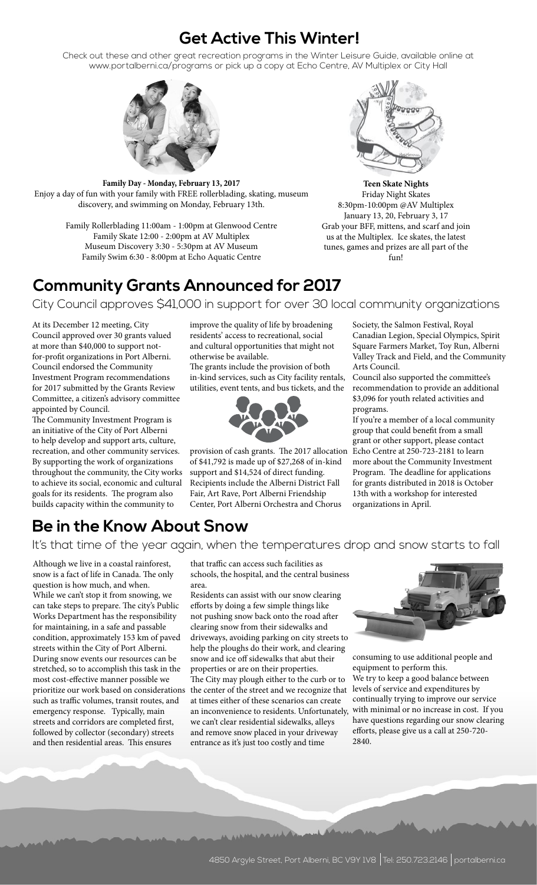# Get Active This Winter!

Check out these and other great recreation programs in the Winter Leisure Guide, available online at www.portalberni.ca/programs or pick up a copy at Echo Centre, AV Multiplex or City Hall

**Family Day - Monday, February 13, 2017**
Enjoy a day of fun with your family with FREE rollerblading, skating, museum discovery, and swimming on Monday, February 13th.

Family Rollerblading 11:00am - 1:00pm at Glenwood Centre
Family Skate 12:00 - 2:00pm at AV Multiplex
Museum Discovery 3:30 - 5:30pm at AV Museum
Family Swim 6:30 - 8:00pm at Echo Aquatic Centre

**Teen Skate Nights**
Friday Night Skates
8:30pm-10:00pm @AV Multiplex
January 13, 20, February 3, 17
Grab your BFF, mittens, and scarf and join us at the Multiplex. Ice skates, the latest tunes, games and prizes are all part of the fun!

# Community Grants Announced for 2017

City Council approves $41,000 in support for over 30 local community organizations

At its December 12 meeting, City Council approved over 30 grants valued at more than $40,000 to support not-for-profit organizations in Port Alberni. Council endorsed the Community Investment Program recommendations for 2017 submitted by the Grants Review Committee, a citizen's advisory committee appointed by Council.

The Community Investment Program is an initiative of the City of Port Alberni to help develop and support arts, culture, recreation, and other community services. By supporting the work of organizations throughout the community, the City works to achieve its social, economic and cultural goals for its residents. The program also builds capacity within the community to improve the quality of life by broadening residents' access to recreational, social and cultural opportunities that might not otherwise be available.

The grants include the provision of both in-kind services, such as City facility rentals, utilities, event tents, and bus tickets, and the provision of cash grants. The 2017 allocation of $41,792 is made up of $27,268 of in-kind support and $14,524 of direct funding. Recipients include the Alberni District Fall Fair, Art Rave, Port Alberni Friendship Center, Port Alberni Orchestra and Chorus Society, the Salmon Festival, Royal Canadian Legion, Special Olympics, Spirit Square Farmers Market, Toy Run, Alberni Valley Track and Field, and the Community Arts Council.

Council also supported the committee's recommendation to provide an additional $3,096 for youth related activities and programs.

If you're a member of a local community group that could benefit from a small grant or other support, please contact Echo Centre at 250-723-2181 to learn more about the Community Investment Program. The deadline for applications for grants distributed in 2018 is October 13th with a workshop for interested organizations in April.

# Be in the Know About Snow

It's that time of the year again, when the temperatures drop and snow starts to fall

Although we live in a coastal rainforest, snow is a fact of life in Canada. The only question is how much, and when.

While we can't stop it from snowing, we can take steps to prepare. The city's Public Works Department has the responsibility for maintaining, in a safe and passable condition, approximately 153 km of paved streets within the City of Port Alberni. During snow events our resources can be stretched, so to accomplish this task in the most cost-effective manner possible we prioritize our work based on considerations such as traffic volumes, transit routes, and emergency response. Typically, main streets and corridors are completed first, followed by collector (secondary) streets and then residential areas. This ensures that traffic can access such facilities as schools, the hospital, and the central business area.

Residents can assist with our snow clearing efforts by doing a few simple things like not pushing snow back onto the road after clearing snow from their sidewalks and driveways, avoiding parking on city streets to help the ploughs do their work, and clearing snow and ice off sidewalks that abut their properties or are on their properties.

The City may plough either to the curb or to the center of the street and we recognize that at times either of these scenarios can create an inconvenience to residents. Unfortunately, we can't clear residential sidewalks, alleys and remove snow placed in your driveway entrance as it's just too costly and time consuming to use additional people and equipment to perform this.

We try to keep a good balance between levels of service and expenditures by continually trying to improve our service with minimal or no increase in cost. If you have questions regarding our snow clearing efforts, please give us a call at 250-720-2840.

4850 Argyle Street, Port Alberni, BC V9Y 1V8 | Tel: 250.723.2146 | portalberni.ca